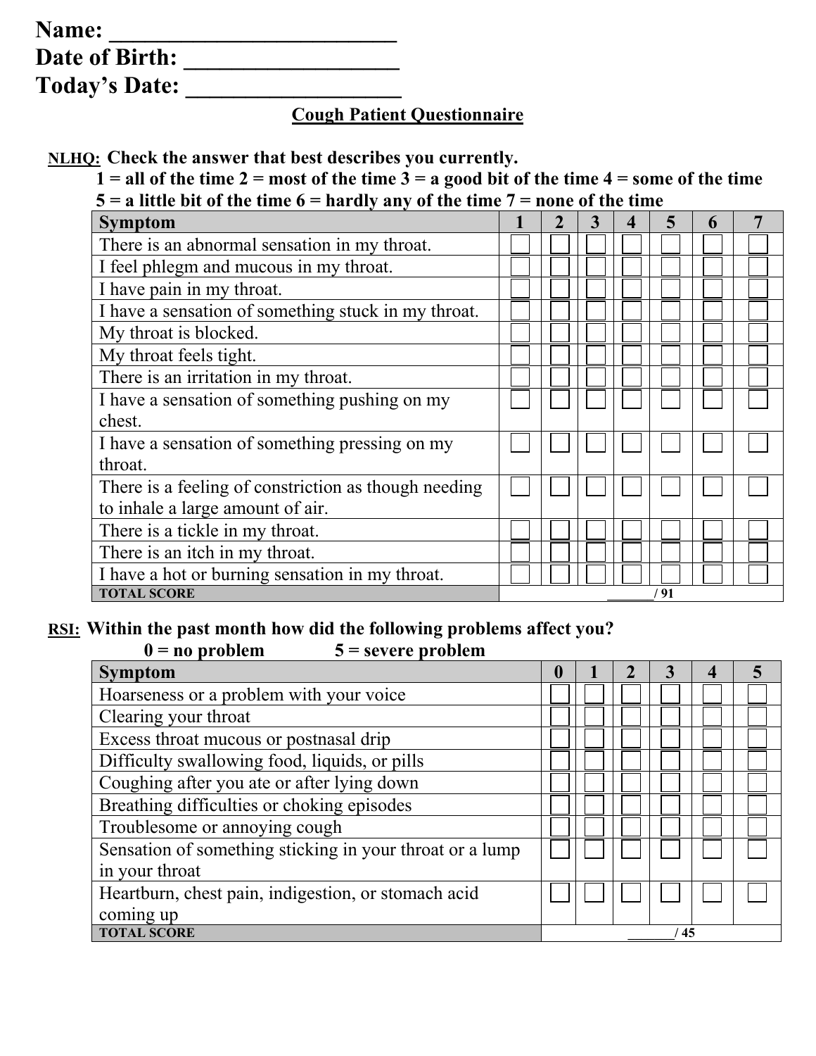**Name: \_\_\_\_\_\_\_\_\_\_\_\_\_\_\_\_\_\_\_\_\_\_\_\_\_**
**Date of Birth: \_\_\_\_\_\_\_\_\_\_\_\_\_\_\_\_\_\_**
**Today's Date: \_\_\_\_\_\_\_\_\_\_\_\_\_\_\_\_\_\_**

## Cough Patient Questionnaire

**NLHQ: Check the answer that best describes you currently.**

**1 = all of the time 2 = most of the time 3 = a good bit of the time 4 = some of the time 5 = a little bit of the time 6 = hardly any of the time 7 = none of the time**

| Symptom | 1 | 2 | 3 | 4 | 5 | 6 | 7 |
|---|---|---|---|---|---|---|---|
| There is an abnormal sensation in my throat. | ☐ | ☐ | ☐ | ☐ | ☐ | ☐ | ☐ |
| I feel phlegm and mucous in my throat. | ☐ | ☐ | ☐ | ☐ | ☐ | ☐ | ☐ |
| I have pain in my throat. | ☐ | ☐ | ☐ | ☐ | ☐ | ☐ | ☐ |
| I have a sensation of something stuck in my throat. | ☐ | ☐ | ☐ | ☐ | ☐ | ☐ | ☐ |
| My throat is blocked. | ☐ | ☐ | ☐ | ☐ | ☐ | ☐ | ☐ |
| My throat feels tight. | ☐ | ☐ | ☐ | ☐ | ☐ | ☐ | ☐ |
| There is an irritation in my throat. | ☐ | ☐ | ☐ | ☐ | ☐ | ☐ | ☐ |
| I have a sensation of something pushing on my chest. | ☐ | ☐ | ☐ | ☐ | ☐ | ☐ | ☐ |
| I have a sensation of something pressing on my throat. | ☐ | ☐ | ☐ | ☐ | ☐ | ☐ | ☐ |
| There is a feeling of constriction as though needing to inhale a large amount of air. | ☐ | ☐ | ☐ | ☐ | ☐ | ☐ | ☐ |
| There is a tickle in my throat. | ☐ | ☐ | ☐ | ☐ | ☐ | ☐ | ☐ |
| There is an itch in my throat. | ☐ | ☐ | ☐ | ☐ | ☐ | ☐ | ☐ |
| I have a hot or burning sensation in my throat. | ☐ | ☐ | ☐ | ☐ | ☐ | ☐ | ☐ |
| **TOTAL SCORE** | \_\_\_\_\_\_\_ / 91 | | | | | | |

**RSI: Within the past month how did the following problems affect you?**

**0 = no problem 5 = severe problem**

| Symptom | 0 | 1 | 2 | 3 | 4 | 5 |
|---|---|---|---|---|---|---|
| Hoarseness or a problem with your voice | ☐ | ☐ | ☐ | ☐ | ☐ | ☐ |
| Clearing your throat | ☐ | ☐ | ☐ | ☐ | ☐ | ☐ |
| Excess throat mucous or postnasal drip | ☐ | ☐ | ☐ | ☐ | ☐ | ☐ |
| Difficulty swallowing food, liquids, or pills | ☐ | ☐ | ☐ | ☐ | ☐ | ☐ |
| Coughing after you ate or after lying down | ☐ | ☐ | ☐ | ☐ | ☐ | ☐ |
| Breathing difficulties or choking episodes | ☐ | ☐ | ☐ | ☐ | ☐ | ☐ |
| Troublesome or annoying cough | ☐ | ☐ | ☐ | ☐ | ☐ | ☐ |
| Sensation of something sticking in your throat or a lump in your throat | ☐ | ☐ | ☐ | ☐ | ☐ | ☐ |
| Heartburn, chest pain, indigestion, or stomach acid coming up | ☐ | ☐ | ☐ | ☐ | ☐ | ☐ |
| **TOTAL SCORE** | \_\_\_\_\_\_\_ / 45 | | | | | |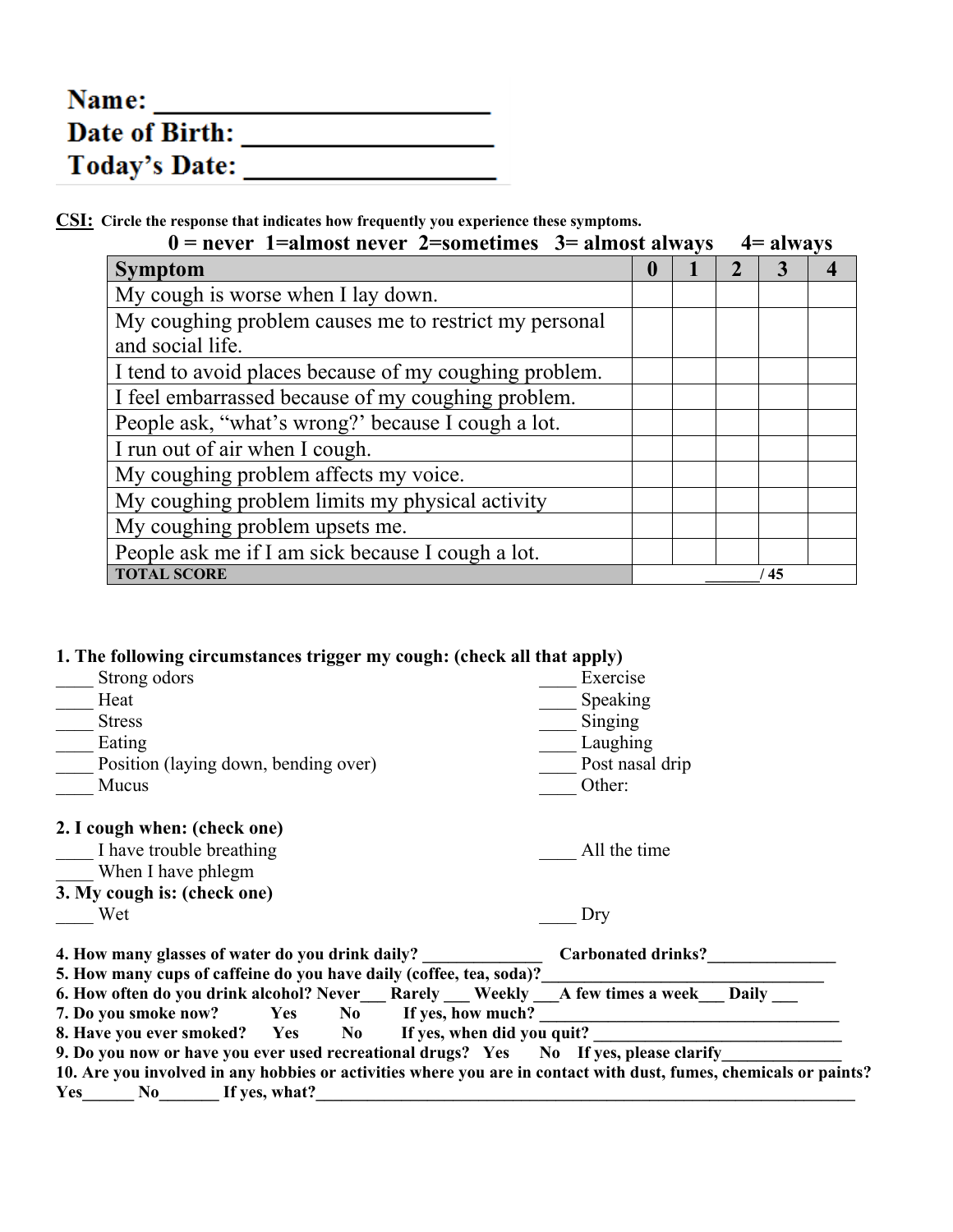**Name: \_\_\_\_\_\_\_\_\_\_\_\_\_\_\_\_\_\_\_\_\_\_\_\_\_\_\_\_**
**Date of Birth: \_\_\_\_\_\_\_\_\_\_\_\_\_\_\_\_\_\_\_\_\_\_**
**Today's Date: \_\_\_\_\_\_\_\_\_\_\_\_\_\_\_\_\_\_\_\_\_\_**

**CSI:** **Circle the response that indicates how frequently you experience these symptoms.**

**0 = never 1=almost never 2=sometimes 3= almost always 4= always**

| Symptom | 0 | 1 | 2 | 3 | 4 |
|---|---|---|---|---|---|
| My cough is worse when I lay down. | | | | | |
| My coughing problem causes me to restrict my personal and social life. | | | | | |
| I tend to avoid places because of my coughing problem. | | | | | |
| I feel embarrassed because of my coughing problem. | | | | | |
| People ask, "what's wrong?' because I cough a lot. | | | | | |
| I run out of air when I cough. | | | | | |
| My coughing problem affects my voice. | | | | | |
| My coughing problem limits my physical activity | | | | | |
| My coughing problem upsets me. | | | | | |
| People ask me if I am sick because I cough a lot. | | | | | |
| **TOTAL SCORE** | | | **\_\_\_\_\_\_/ 45** | | |

**1. The following circumstances trigger my cough: (check all that apply)**

\_\_\_\_ Strong odors
\_\_\_\_ Heat
\_\_\_\_ Stress
\_\_\_\_ Eating
\_\_\_\_ Position (laying down, bending over)
\_\_\_\_ Mucus
\_\_\_\_ Exercise
\_\_\_\_ Speaking
\_\_\_\_ Singing
\_\_\_\_ Laughing
\_\_\_\_ Post nasal drip
\_\_\_\_ Other:

**2. I cough when: (check one)**

\_\_\_\_ I have trouble breathing
\_\_\_\_ When I have phlegm
\_\_\_\_ All the time

**3. My cough is: (check one)**

\_\_\_\_ Wet
\_\_\_\_ Dry

**4. How many glasses of water do you drink daily? \_\_\_\_\_\_\_\_\_\_\_\_\_\_ Carbonated drinks?\_\_\_\_\_\_\_\_\_\_\_\_\_\_\_**

**5. How many cups of caffeine do you have daily (coffee, tea, soda)?\_\_\_\_\_\_\_\_\_\_\_\_\_\_\_\_\_\_\_\_\_\_\_\_\_\_\_\_\_\_\_\_\_\_**

**6. How often do you drink alcohol? Never\_\_\_ Rarely \_\_\_ Weekly \_\_\_A few times a week\_\_\_ Daily \_\_\_**

**7. Do you smoke now? Yes No If yes, how much? \_\_\_\_\_\_\_\_\_\_\_\_\_\_\_\_\_\_\_\_\_\_\_\_\_\_\_\_\_\_\_\_\_\_\_\_**

**8. Have you ever smoked? Yes No If yes, when did you quit? \_\_\_\_\_\_\_\_\_\_\_\_\_\_\_\_\_\_\_\_\_\_\_\_\_\_\_\_\_\_\_\_\_**

**9. Do you now or have you ever used recreational drugs? Yes No If yes, please clarify\_\_\_\_\_\_\_\_\_\_\_\_\_\_**

**10. Are you involved in any hobbies or activities where you are in contact with dust, fumes, chemicals or paints? Yes\_\_\_\_\_\_ No\_\_\_\_\_\_\_ If yes, what?\_\_\_\_\_\_\_\_\_\_\_\_\_\_\_\_\_\_\_\_\_\_\_\_\_\_\_\_\_\_\_\_\_\_\_\_\_\_\_\_\_\_\_\_\_\_\_\_\_\_\_\_\_\_\_\_\_\_\_\_\_\_\_\_\_\_\_\_**